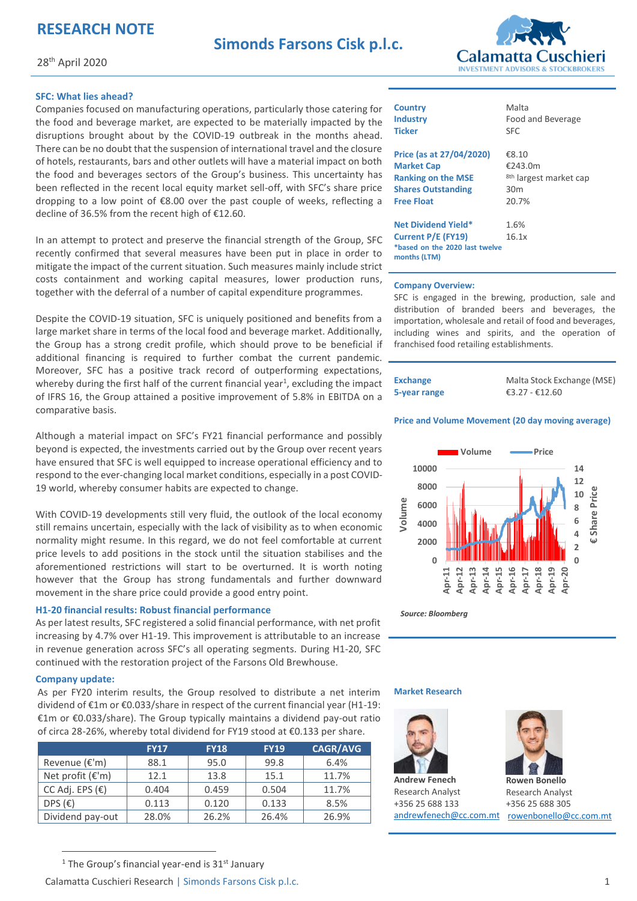# RESEARCH NOTE

## Simonds Farsons Cisk p.l.c.

28th April 2020

### SFC: What lies ahead?

Companies focused on manufacturing operations, particularly those catering for the food and beverage market, are expected to be materially impacted by the disruptions brought about by the COVID-19 outbreak in the months ahead. There can be no doubt that the suspension of international travel and the closure of hotels, restaurants, bars and other outlets will have a material impact on both the food and beverages sectors of the Group's business. This uncertainty has been reflected in the recent local equity market sell-off, with SFC's share price dropping to a low point of €8.00 over the past couple of weeks, reflecting a decline of 36.5% from the recent high of €12.60.

In an attempt to protect and preserve the financial strength of the Group, SFC recently confirmed that several measures have been put in place in order to mitigate the impact of the current situation. Such measures mainly include strict costs containment and working capital measures, lower production runs, together with the deferral of a number of capital expenditure programmes.

Despite the COVID-19 situation, SFC is uniquely positioned and benefits from a large market share in terms of the local food and beverage market. Additionally, the Group has a strong credit profile, which should prove to be beneficial if additional financing is required to further combat the current pandemic. Moreover, SFC has a positive track record of outperforming expectations, whereby during the first half of the current financial year[1], excluding the impact of IFRS 16, the Group attained a positive improvement of 5.8% in EBITDA on a comparative basis.

Although a material impact on SFC's FY21 financial performance and possibly beyond is expected, the investments carried out by the Group over recent years have ensured that SFC is well equipped to increase operational efficiency and to respond to the ever-changing local market conditions, especially in a post COVID-19 world, whereby consumer habits are expected to change.

With COVID-19 developments still very fluid, the outlook of the local economy still remains uncertain, especially with the lack of visibility as to when economic normality might resume. In this regard, we do not feel comfortable at current price levels to add positions in the stock until the situation stabilises and the aforementioned restrictions will start to be overturned. It is worth noting however that the Group has strong fundamentals and further downward movement in the share price could provide a good entry point.

### H1-20 financial results: Robust financial performance

As per latest results, SFC registered a solid financial performance, with net profit increasing by 4.7% over H1-19. This improvement is attributable to an increase in revenue generation across SFC's all operating segments. During H1-20, SFC continued with the restoration project of the Farsons Old Brewhouse.

### Company update:

As per FY20 interim results, the Group resolved to distribute a net interim dividend of €1m or €0.033/share in respect of the current financial year (H1-19: €1m or €0.033/share). The Group typically maintains a dividend pay-out ratio of circa 28-26%, whereby total dividend for FY19 stood at €0.133 per share.

| | FY17 | FY18 | FY19 | CAGR/AVG |
|---|---|---|---|---|
| Revenue (€'m) | 88.1 | 95.0 | 99.8 | 6.4% |
| Net profit (€'m) | 12.1 | 13.8 | 15.1 | 11.7% |
| CC Adj. EPS (€) | 0.404 | 0.459 | 0.504 | 11.7% |
| DPS (€) | 0.113 | 0.120 | 0.133 | 8.5% |
| Dividend pay-out | 28.0% | 26.2% | 26.4% | 26.9% |

| | |
|---|---|
| **Country** | Malta |
| **Industry** | Food and Beverage |
| **Ticker** | SFC |
| **Price (as at 27/04/2020)** | €8.10 |
| **Market Cap** | €243.0m |
| **Ranking on the MSE** | 8th largest market cap |
| **Shares Outstanding** | 30m |
| **Free Float** | 20.7% |
| **Net Dividend Yield*** | 1.6% |
| **Current P/E (FY19)** | 16.1x |

*based on the 2020 last twelve months (LTM)

**Company Overview:**

SFC is engaged in the brewing, production, sale and distribution of branded beers and beverages, the importation, wholesale and retail of food and beverages, including wines and spirits, and the operation of franchised food retailing establishments.

| | |
|---|---|
| **Exchange** | Malta Stock Exchange (MSE) |
| **5-year range** | €3.27 - €12.60 |

**Price and Volume Movement (20 day moving average)**

*Source: Bloomberg*

**Market Research**

**Andrew Fenech**
Research Analyst
+356 25 688 133
andrewfenech@cc.com.mt

**Rowen Bonello**
Research Analyst
+356 25 688 305
rowenbonello@cc.com.mt

[1] The Group's financial year-end is 31st January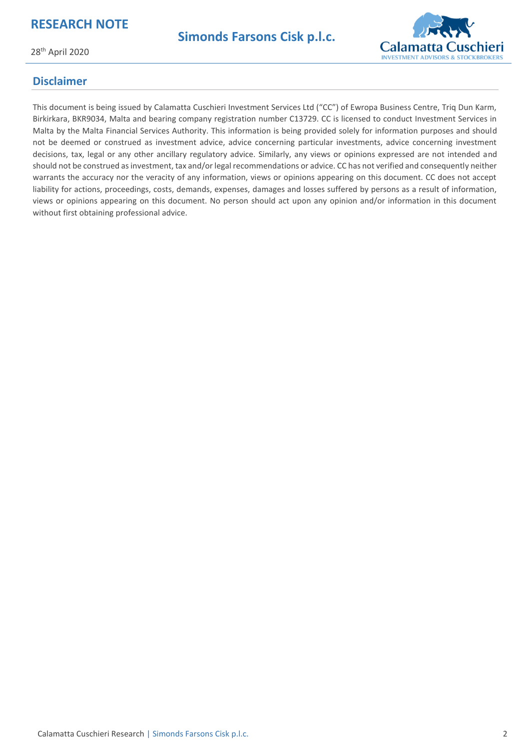## Disclaimer

This document is being issued by Calamatta Cuschieri Investment Services Ltd ("CC") of Ewropa Business Centre, Triq Dun Karm, Birkirkara, BKR9034, Malta and bearing company registration number C13729. CC is licensed to conduct Investment Services in Malta by the Malta Financial Services Authority. This information is being provided solely for information purposes and should not be deemed or construed as investment advice, advice concerning particular investments, advice concerning investment decisions, tax, legal or any other ancillary regulatory advice. Similarly, any views or opinions expressed are not intended and should not be construed as investment, tax and/or legal recommendations or advice. CC has not verified and consequently neither warrants the accuracy nor the veracity of any information, views or opinions appearing on this document. CC does not accept liability for actions, proceedings, costs, demands, expenses, damages and losses suffered by persons as a result of information, views or opinions appearing on this document. No person should act upon any opinion and/or information in this document without first obtaining professional advice.